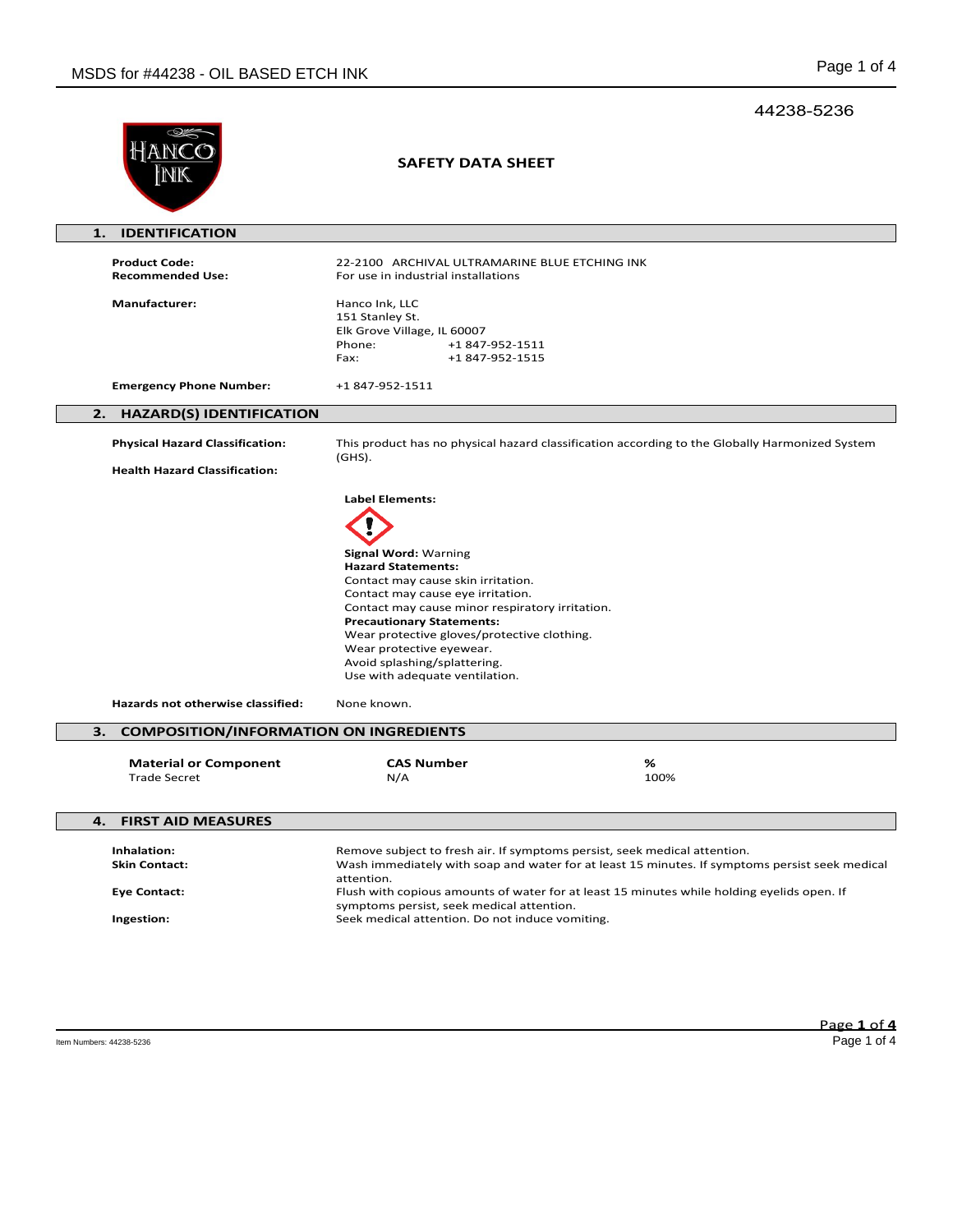44238-5236

# SAFETY DATA SHEET

## 1. IDENTIFICATION

**Product Code:** 22-2100 ARCHIVAL ULTRAMARINE BLUE ETCHING INK

**Recommended Use:** For use in industrial installations

**Manufacturer:**
Hanco Ink, LLC
151 Stanley St.
Elk Grove Village, IL 60007
Phone: +1 847-952-1511
Fax: +1 847-952-1515

**Emergency Phone Number:** +1 847-952-1511

## 2. HAZARD(S) IDENTIFICATION

**Physical Hazard Classification:** This product has no physical hazard classification according to the Globally Harmonized System (GHS).

**Health Hazard Classification:**

**Label Elements:**

**Signal Word:** Warning

**Hazard Statements:**
Contact may cause skin irritation.
Contact may cause eye irritation.
Contact may cause minor respiratory irritation.

**Precautionary Statements:**
Wear protective gloves/protective clothing.
Wear protective eyewear.
Avoid splashing/splattering.
Use with adequate ventilation.

**Hazards not otherwise classified:** None known.

## 3. COMPOSITION/INFORMATION ON INGREDIENTS

| Material or Component | CAS Number | % |
|---|---|---|
| Trade Secret | N/A | 100% |

## 4. FIRST AID MEASURES

**Inhalation:** Remove subject to fresh air. If symptoms persist, seek medical attention.

**Skin Contact:** Wash immediately with soap and water for at least 15 minutes. If symptoms persist seek medical attention.

**Eye Contact:** Flush with copious amounts of water for at least 15 minutes while holding eyelids open. If symptoms persist, seek medical attention.

**Ingestion:** Seek medical attention. Do not induce vomiting.

Item Numbers: 44238-5236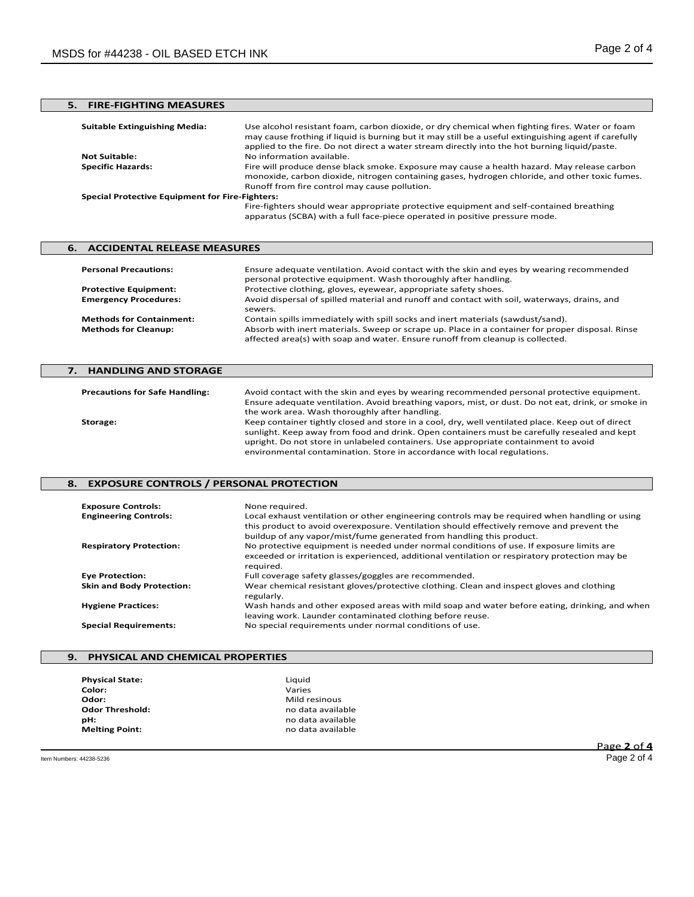## 5. FIRE-FIGHTING MEASURES

**Suitable Extinguishing Media:** Use alcohol resistant foam, carbon dioxide, or dry chemical when fighting fires. Water or foam may cause frothing if liquid is burning but it may still be a useful extinguishing agent if carefully applied to the fire. Do not direct a water stream directly into the hot burning liquid/paste.

**Not Suitable:** No information available.

**Specific Hazards:** Fire will produce dense black smoke. Exposure may cause a health hazard. May release carbon monoxide, carbon dioxide, nitrogen containing gases, hydrogen chloride, and other toxic fumes. Runoff from fire control may cause pollution.

**Special Protective Equipment for Fire-Fighters:**
Fire-fighters should wear appropriate protective equipment and self-contained breathing apparatus (SCBA) with a full face-piece operated in positive pressure mode.

## 6. ACCIDENTAL RELEASE MEASURES

**Personal Precautions:** Ensure adequate ventilation. Avoid contact with the skin and eyes by wearing recommended personal protective equipment. Wash thoroughly after handling.

**Protective Equipment:** Protective clothing, gloves, eyewear, appropriate safety shoes.

**Emergency Procedures:** Avoid dispersal of spilled material and runoff and contact with soil, waterways, drains, and sewers.

**Methods for Containment:** Contain spills immediately with spill socks and inert materials (sawdust/sand).

**Methods for Cleanup:** Absorb with inert materials. Sweep or scrape up. Place in a container for proper disposal. Rinse affected area(s) with soap and water. Ensure runoff from cleanup is collected.

## 7. HANDLING AND STORAGE

**Precautions for Safe Handling:** Avoid contact with the skin and eyes by wearing recommended personal protective equipment. Ensure adequate ventilation. Avoid breathing vapors, mist, or dust. Do not eat, drink, or smoke in the work area. Wash thoroughly after handling.

**Storage:** Keep container tightly closed and store in a cool, dry, well ventilated place. Keep out of direct sunlight. Keep away from food and drink. Open containers must be carefully resealed and kept upright. Do not store in unlabeled containers. Use appropriate containment to avoid environmental contamination. Store in accordance with local regulations.

## 8. EXPOSURE CONTROLS / PERSONAL PROTECTION

**Exposure Controls:** None required.

**Engineering Controls:** Local exhaust ventilation or other engineering controls may be required when handling or using this product to avoid overexposure. Ventilation should effectively remove and prevent the buildup of any vapor/mist/fume generated from handling this product.

**Respiratory Protection:** No protective equipment is needed under normal conditions of use. If exposure limits are exceeded or irritation is experienced, additional ventilation or respiratory protection may be required.

**Eye Protection:** Full coverage safety glasses/goggles are recommended.

**Skin and Body Protection:** Wear chemical resistant gloves/protective clothing. Clean and inspect gloves and clothing regularly.

**Hygiene Practices:** Wash hands and other exposed areas with mild soap and water before eating, drinking, and when leaving work. Launder contaminated clothing before reuse.

**Special Requirements:** No special requirements under normal conditions of use.

## 9. PHYSICAL AND CHEMICAL PROPERTIES

**Physical State:** Liquid
**Color:** Varies
**Odor:** Mild resinous
**Odor Threshold:** no data available
**pH:** no data available
**Melting Point:** no data available

Item Numbers: 44238-5236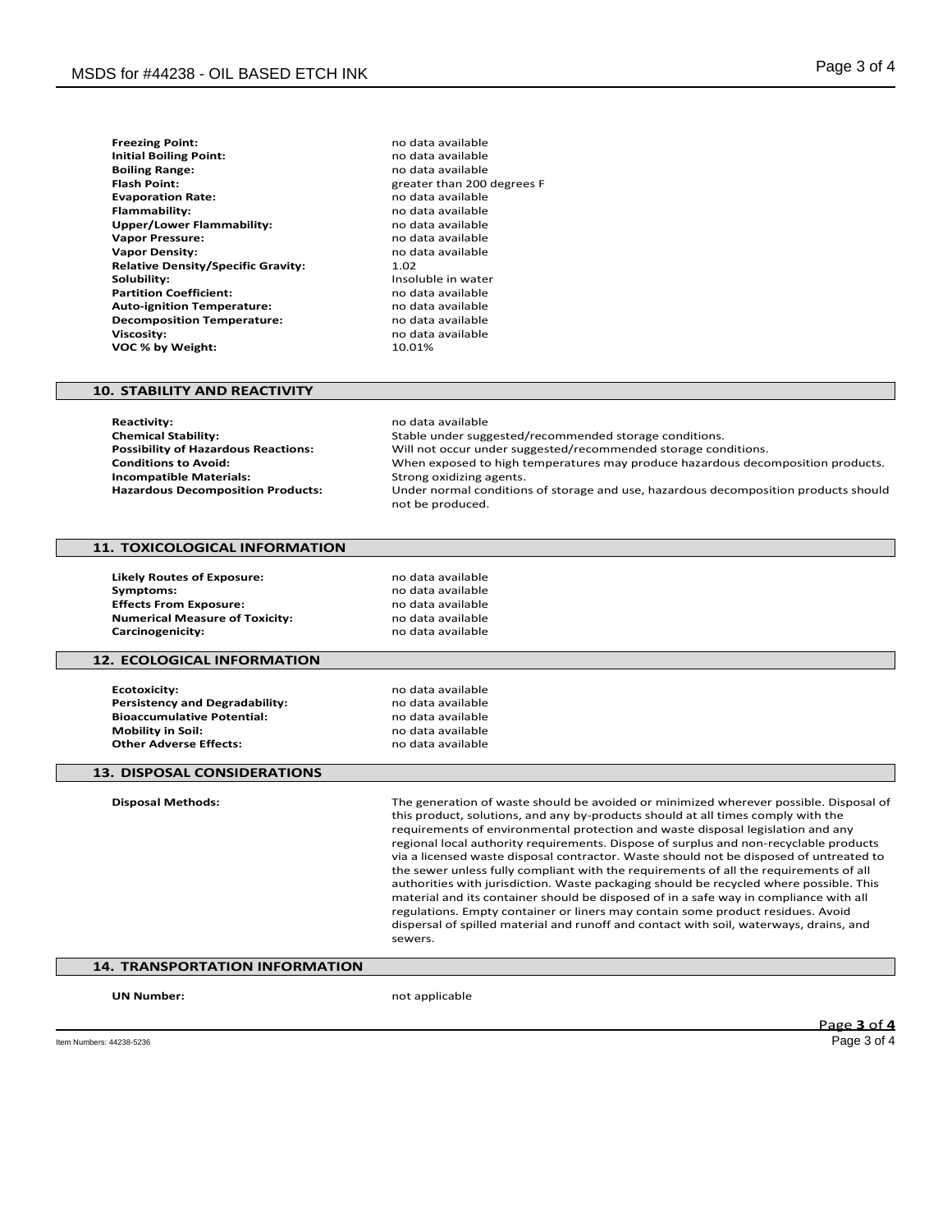| | |
|---|---|
| **Freezing Point:** | no data available |
| **Initial Boiling Point:** | no data available |
| **Boiling Range:** | no data available |
| **Flash Point:** | greater than 200 degrees F |
| **Evaporation Rate:** | no data available |
| **Flammability:** | no data available |
| **Upper/Lower Flammability:** | no data available |
| **Vapor Pressure:** | no data available |
| **Vapor Density:** | no data available |
| **Relative Density/Specific Gravity:** | 1.02 |
| **Solubility:** | Insoluble in water |
| **Partition Coefficient:** | no data available |
| **Auto-ignition Temperature:** | no data available |
| **Decomposition Temperature:** | no data available |
| **Viscosity:** | no data available |
| **VOC % by Weight:** | 10.01% |

## 10. STABILITY AND REACTIVITY

| | |
|---|---|
| **Reactivity:** | no data available |
| **Chemical Stability:** | Stable under suggested/recommended storage conditions. |
| **Possibility of Hazardous Reactions:** | Will not occur under suggested/recommended storage conditions. |
| **Conditions to Avoid:** | When exposed to high temperatures may produce hazardous decomposition products. |
| **Incompatible Materials:** | Strong oxidizing agents. |
| **Hazardous Decomposition Products:** | Under normal conditions of storage and use, hazardous decomposition products should not be produced. |

## 11. TOXICOLOGICAL INFORMATION

| | |
|---|---|
| **Likely Routes of Exposure:** | no data available |
| **Symptoms:** | no data available |
| **Effects From Exposure:** | no data available |
| **Numerical Measure of Toxicity:** | no data available |
| **Carcinogenicity:** | no data available |

## 12. ECOLOGICAL INFORMATION

| | |
|---|---|
| **Ecotoxicity:** | no data available |
| **Persistency and Degradability:** | no data available |
| **Bioaccumulative Potential:** | no data available |
| **Mobility in Soil:** | no data available |
| **Other Adverse Effects:** | no data available |

## 13. DISPOSAL CONSIDERATIONS

**Disposal Methods:** The generation of waste should be avoided or minimized wherever possible. Disposal of this product, solutions, and any by-products should at all times comply with the requirements of environmental protection and waste disposal legislation and any regional local authority requirements. Dispose of surplus and non-recyclable products via a licensed waste disposal contractor. Waste should not be disposed of untreated to the sewer unless fully compliant with the requirements of all the requirements of all authorities with jurisdiction. Waste packaging should be recycled where possible. This material and its container should be disposed of in a safe way in compliance with all regulations. Empty container or liners may contain some product residues. Avoid dispersal of spilled material and runoff and contact with soil, waterways, drains, and sewers.

## 14. TRANSPORTATION INFORMATION

**UN Number:** not applicable

Item Numbers: 44238-5236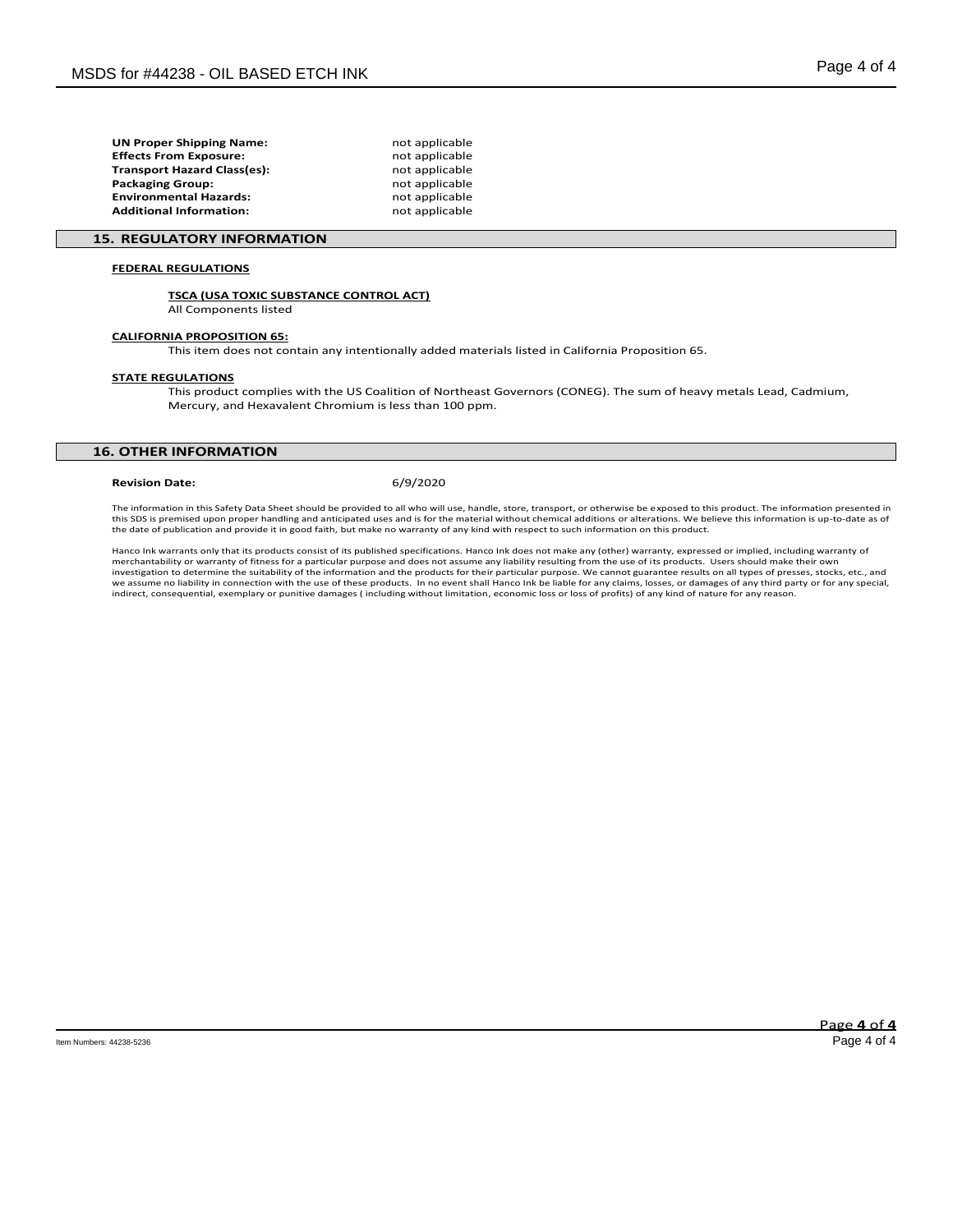| | |
|---|---|
| **UN Proper Shipping Name:** | not applicable |
| **Effects From Exposure:** | not applicable |
| **Transport Hazard Class(es):** | not applicable |
| **Packaging Group:** | not applicable |
| **Environmental Hazards:** | not applicable |
| **Additional Information:** | not applicable |

## 15. REGULATORY INFORMATION

**FEDERAL REGULATIONS**

**TSCA (USA TOXIC SUBSTANCE CONTROL ACT)**

All Components listed

**CALIFORNIA PROPOSITION 65:**

This item does not contain any intentionally added materials listed in California Proposition 65.

**STATE REGULATIONS**

This product complies with the US Coalition of Northeast Governors (CONEG). The sum of heavy metals Lead, Cadmium, Mercury, and Hexavalent Chromium is less than 100 ppm.

## 16. OTHER INFORMATION

**Revision Date:** 6/9/2020

The information in this Safety Data Sheet should be provided to all who will use, handle, store, transport, or otherwise be exposed to this product. The information presented in this SDS is premised upon proper handling and anticipated uses and is for the material without chemical additions or alterations. We believe this information is up-to-date as of the date of publication and provide it in good faith, but make no warranty of any kind with respect to such information on this product.

Hanco Ink warrants only that its products consist of its published specifications. Hanco Ink does not make any (other) warranty, expressed or implied, including warranty of merchantability or warranty of fitness for a particular purpose and does not assume any liability resulting from the use of its products. Users should make their own investigation to determine the suitability of the information and the products for their particular purpose. We cannot guarantee results on all types of presses, stocks, etc., and we assume no liability in connection with the use of these products. In no event shall Hanco Ink be liable for any claims, losses, or damages of any third party or for any special, indirect, consequential, exemplary or punitive damages ( including without limitation, economic loss or loss of profits) of any kind of nature for any reason.